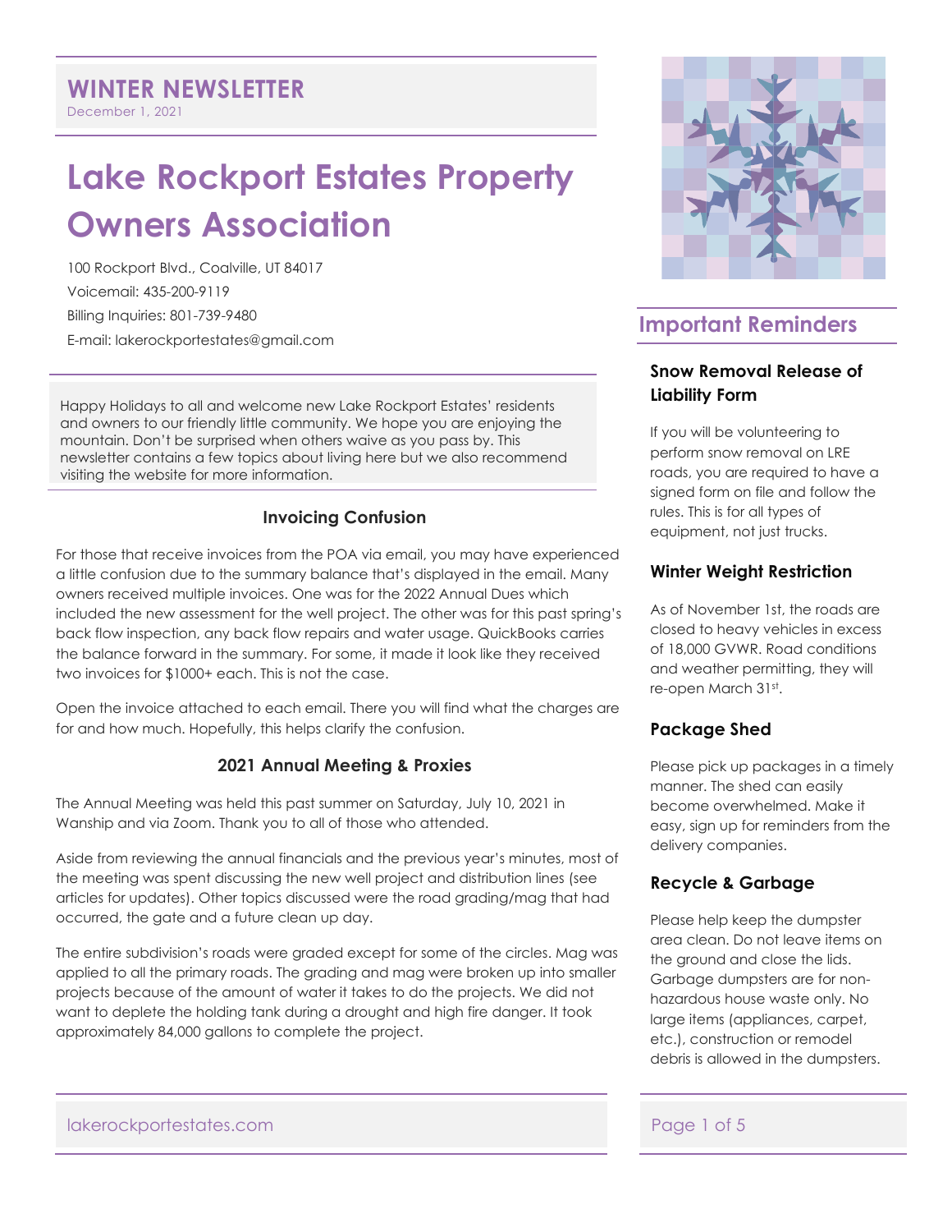## WINTER NEWSLETTER

December 1, 2021

# Lake Rockport Estates Property Owners Association

100 Rockport Blvd., Coalville, UT 84017

Voicemail: 435-200-9119

Billing Inquiries: 801-739-9480

E-mail: lakerockportestates@gmail.com

Happy Holidays to all and welcome new Lake Rockport Estates' residents and owners to our friendly little community. We hope you are enjoying the mountain. Don't be surprised when others waive as you pass by. This newsletter contains a few topics about living here but we also recommend visiting the website for more information.

### Invoicing Confusion

For those that receive invoices from the POA via email, you may have experienced a little confusion due to the summary balance that's displayed in the email. Many owners received multiple invoices. One was for the 2022 Annual Dues which included the new assessment for the well project. The other was for this past spring's back flow inspection, any back flow repairs and water usage. QuickBooks carries the balance forward in the summary. For some, it made it look like they received two invoices for $1000+ each. This is not the case.

Open the invoice attached to each email. There you will find what the charges are for and how much. Hopefully, this helps clarify the confusion.

### 2021 Annual Meeting & Proxies

The Annual Meeting was held this past summer on Saturday, July 10, 2021 in Wanship and via Zoom. Thank you to all of those who attended.

Aside from reviewing the annual financials and the previous year's minutes, most of the meeting was spent discussing the new well project and distribution lines (see articles for updates). Other topics discussed were the road grading/mag that had occurred, the gate and a future clean up day.

The entire subdivision's roads were graded except for some of the circles. Mag was applied to all the primary roads. The grading and mag were broken up into smaller projects because of the amount of water it takes to do the projects. We did not want to deplete the holding tank during a drought and high fire danger. It took approximately 84,000 gallons to complete the project.

## Important Reminders

### Snow Removal Release of Liability Form

If you will be volunteering to perform snow removal on LRE roads, you are required to have a signed form on file and follow the rules. This is for all types of equipment, not just trucks.

### Winter Weight Restriction

As of November 1st, the roads are closed to heavy vehicles in excess of 18,000 GVWR. Road conditions and weather permitting, they will re-open March 31st.

### Package Shed

Please pick up packages in a timely manner. The shed can easily become overwhelmed. Make it easy, sign up for reminders from the delivery companies.

### Recycle & Garbage

Please help keep the dumpster area clean. Do not leave items on the ground and close the lids. Garbage dumpsters are for non-hazardous house waste only. No large items (appliances, carpet, etc.), construction or remodel debris is allowed in the dumpsters.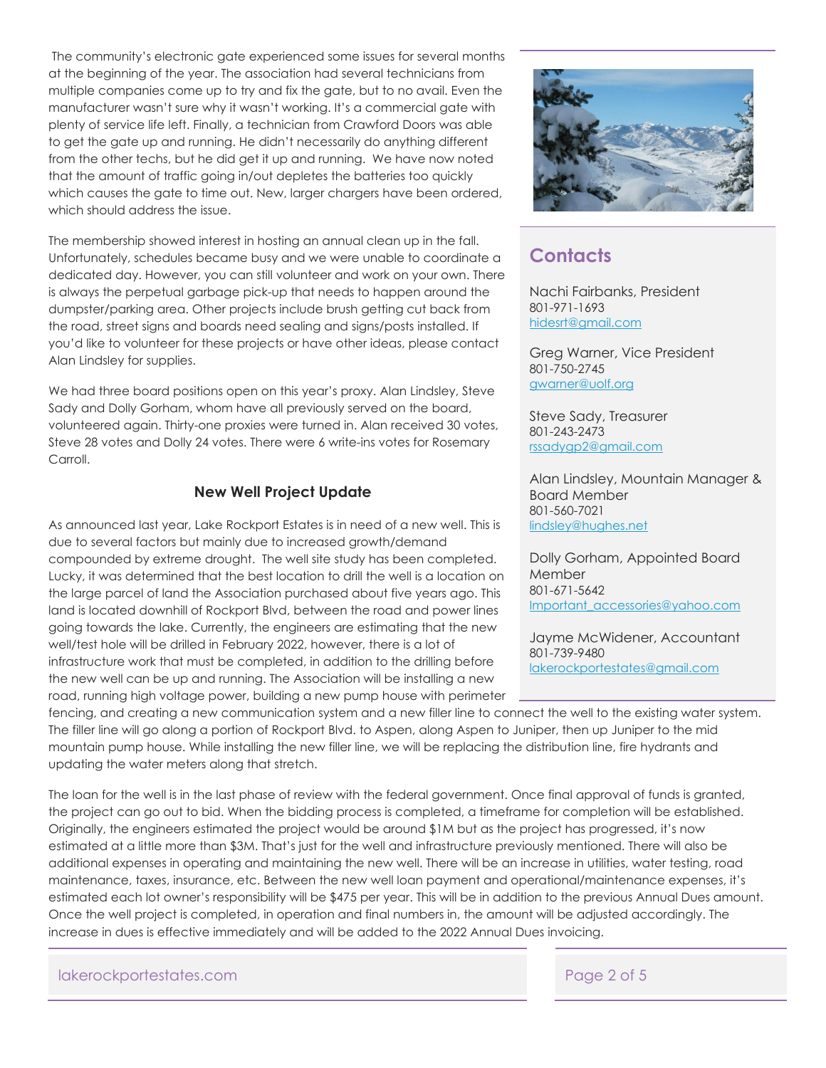The community's electronic gate experienced some issues for several months at the beginning of the year. The association had several technicians from multiple companies come up to try and fix the gate, but to no avail. Even the manufacturer wasn't sure why it wasn't working. It's a commercial gate with plenty of service life left. Finally, a technician from Crawford Doors was able to get the gate up and running. He didn't necessarily do anything different from the other techs, but he did get it up and running. We have now noted that the amount of traffic going in/out depletes the batteries too quickly which causes the gate to time out. New, larger chargers have been ordered, which should address the issue.

The membership showed interest in hosting an annual clean up in the fall. Unfortunately, schedules became busy and we were unable to coordinate a dedicated day. However, you can still volunteer and work on your own. There is always the perpetual garbage pick-up that needs to happen around the dumpster/parking area. Other projects include brush getting cut back from the road, street signs and boards need sealing and signs/posts installed. If you'd like to volunteer for these projects or have other ideas, please contact Alan Lindsley for supplies.

We had three board positions open on this year's proxy. Alan Lindsley, Steve Sady and Dolly Gorham, whom have all previously served on the board, volunteered again. Thirty-one proxies were turned in. Alan received 30 votes, Steve 28 votes and Dolly 24 votes. There were 6 write-ins votes for Rosemary Carroll.

### New Well Project Update

As announced last year, Lake Rockport Estates is in need of a new well. This is due to several factors but mainly due to increased growth/demand compounded by extreme drought. The well site study has been completed. Lucky, it was determined that the best location to drill the well is a location on the large parcel of land the Association purchased about five years ago. This land is located downhill of Rockport Blvd, between the road and power lines going towards the lake. Currently, the engineers are estimating that the new well/test hole will be drilled in February 2022, however, there is a lot of infrastructure work that must be completed, in addition to the drilling before the new well can be up and running. The Association will be installing a new road, running high voltage power, building a new pump house with perimeter fencing, and creating a new communication system and a new filler line to connect the well to the existing water system. The filler line will go along a portion of Rockport Blvd. to Aspen, along Aspen to Juniper, then up Juniper to the mid mountain pump house. While installing the new filler line, we will be replacing the distribution line, fire hydrants and updating the water meters along that stretch.

The loan for the well is in the last phase of review with the federal government. Once final approval of funds is granted, the project can go out to bid. When the bidding process is completed, a timeframe for completion will be established. Originally, the engineers estimated the project would be around $1M but as the project has progressed, it's now estimated at a little more than $3M. That's just for the well and infrastructure previously mentioned. There will also be additional expenses in operating and maintaining the new well. There will be an increase in utilities, water testing, road maintenance, taxes, insurance, etc. Between the new well loan payment and operational/maintenance expenses, it's estimated each lot owner's responsibility will be $475 per year. This will be in addition to the previous Annual Dues amount. Once the well project is completed, in operation and final numbers in, the amount will be adjusted accordingly. The increase in dues is effective immediately and will be added to the 2022 Annual Dues invoicing.

## Contacts

Nachi Fairbanks, President
801-971-1693
hidesrt@gmail.com

Greg Warner, Vice President
801-750-2745
gwarner@uolf.org

Steve Sady, Treasurer
801-243-2473
rssadygp2@gmail.com

Alan Lindsley, Mountain Manager & Board Member
801-560-7021
lindsley@hughes.net

Dolly Gorham, Appointed Board Member
801-671-5642
Important_accessories@yahoo.com

Jayme McWidener, Accountant
801-739-9480
lakerockportestates@gmail.com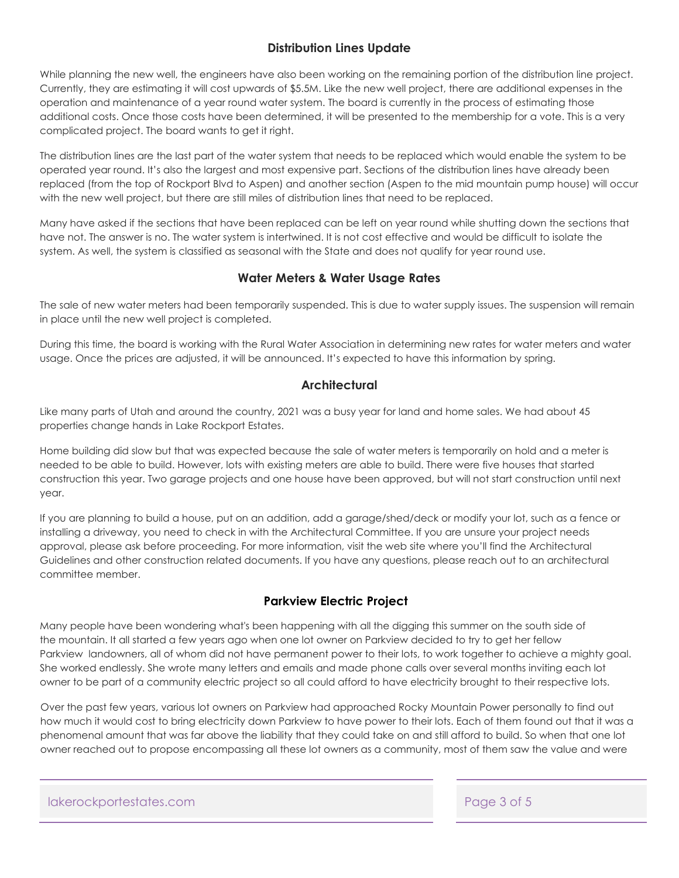## Distribution Lines Update

While planning the new well, the engineers have also been working on the remaining portion of the distribution line project. Currently, they are estimating it will cost upwards of $5.5M. Like the new well project, there are additional expenses in the operation and maintenance of a year round water system. The board is currently in the process of estimating those additional costs. Once those costs have been determined, it will be presented to the membership for a vote. This is a very complicated project. The board wants to get it right.

The distribution lines are the last part of the water system that needs to be replaced which would enable the system to be operated year round. It's also the largest and most expensive part. Sections of the distribution lines have already been replaced (from the top of Rockport Blvd to Aspen) and another section (Aspen to the mid mountain pump house) will occur with the new well project, but there are still miles of distribution lines that need to be replaced.

Many have asked if the sections that have been replaced can be left on year round while shutting down the sections that have not. The answer is no. The water system is intertwined. It is not cost effective and would be difficult to isolate the system. As well, the system is classified as seasonal with the State and does not qualify for year round use.

## Water Meters & Water Usage Rates

The sale of new water meters had been temporarily suspended. This is due to water supply issues. The suspension will remain in place until the new well project is completed.

During this time, the board is working with the Rural Water Association in determining new rates for water meters and water usage. Once the prices are adjusted, it will be announced. It's expected to have this information by spring.

## Architectural

Like many parts of Utah and around the country, 2021 was a busy year for land and home sales. We had about 45 properties change hands in Lake Rockport Estates.

Home building did slow but that was expected because the sale of water meters is temporarily on hold and a meter is needed to be able to build. However, lots with existing meters are able to build. There were five houses that started construction this year. Two garage projects and one house have been approved, but will not start construction until next year.

If you are planning to build a house, put on an addition, add a garage/shed/deck or modify your lot, such as a fence or installing a driveway, you need to check in with the Architectural Committee. If you are unsure your project needs approval, please ask before proceeding. For more information, visit the web site where you'll find the Architectural Guidelines and other construction related documents. If you have any questions, please reach out to an architectural committee member.

## Parkview Electric Project

Many people have been wondering what's been happening with all the digging this summer on the south side of the mountain. It all started a few years ago when one lot owner on Parkview decided to try to get her fellow Parkview landowners, all of whom did not have permanent power to their lots, to work together to achieve a mighty goal. She worked endlessly. She wrote many letters and emails and made phone calls over several months inviting each lot owner to be part of a community electric project so all could afford to have electricity brought to their respective lots.

Over the past few years, various lot owners on Parkview had approached Rocky Mountain Power personally to find out how much it would cost to bring electricity down Parkview to have power to their lots. Each of them found out that it was a phenomenal amount that was far above the liability that they could take on and still afford to build. So when that one lot owner reached out to propose encompassing all these lot owners as a community, most of them saw the value and were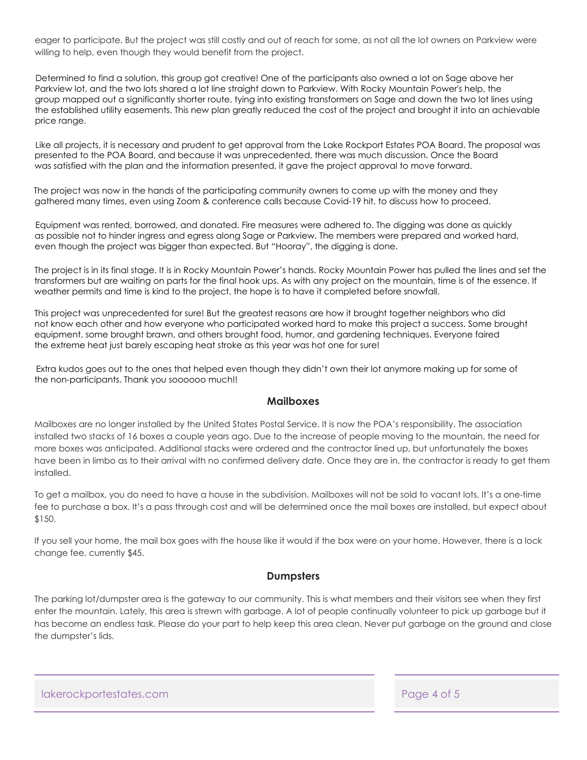eager to participate. But the project was still costly and out of reach for some, as not all the lot owners on Parkview were willing to help, even though they would benefit from the project.

Determined to find a solution, this group got creative! One of the participants also owned a lot on Sage above her Parkview lot, and the two lots shared a lot line straight down to Parkview. With Rocky Mountain Power's help, the group mapped out a significantly shorter route, tying into existing transformers on Sage and down the two lot lines using the established utility easements. This new plan greatly reduced the cost of the project and brought it into an achievable price range.

Like all projects, it is necessary and prudent to get approval from the Lake Rockport Estates POA Board. The proposal was presented to the POA Board, and because it was unprecedented, there was much discussion. Once the Board was satisfied with the plan and the information presented, it gave the project approval to move forward.

The project was now in the hands of the participating community owners to come up with the money and they gathered many times, even using Zoom & conference calls because Covid-19 hit, to discuss how to proceed.

Equipment was rented, borrowed, and donated. Fire measures were adhered to. The digging was done as quickly as possible not to hinder ingress and egress along Sage or Parkview. The members were prepared and worked hard, even though the project was bigger than expected. But "Hooray", the digging is done.

The project is in its final stage. It is in Rocky Mountain Power's hands. Rocky Mountain Power has pulled the lines and set the transformers but are waiting on parts for the final hook ups. As with any project on the mountain, time is of the essence. If weather permits and time is kind to the project, the hope is to have it completed before snowfall.

This project was unprecedented for sure! But the greatest reasons are how it brought together neighbors who did not know each other and how everyone who participated worked hard to make this project a success. Some brought equipment, some brought brawn, and others brought food, humor, and gardening techniques. Everyone faired the extreme heat just barely escaping heat stroke as this year was hot one for sure!

Extra kudos goes out to the ones that helped even though they didn't own their lot anymore making up for some of the non-participants. Thank you soooooo much!!

### Mailboxes

Mailboxes are no longer installed by the United States Postal Service. It is now the POA's responsibility. The association installed two stacks of 16 boxes a couple years ago. Due to the increase of people moving to the mountain, the need for more boxes was anticipated. Additional stacks were ordered and the contractor lined up, but unfortunately the boxes have been in limbo as to their arrival with no confirmed delivery date. Once they are in, the contractor is ready to get them installed.

To get a mailbox, you do need to have a house in the subdivision. Mailboxes will not be sold to vacant lots. It's a one-time fee to purchase a box. It's a pass through cost and will be determined once the mail boxes are installed, but expect about $150.

If you sell your home, the mail box goes with the house like it would if the box were on your home. However, there is a lock change fee, currently $45.

### Dumpsters

The parking lot/dumpster area is the gateway to our community. This is what members and their visitors see when they first enter the mountain. Lately, this area is strewn with garbage. A lot of people continually volunteer to pick up garbage but it has become an endless task. Please do your part to help keep this area clean. Never put garbage on the ground and close the dumpster's lids.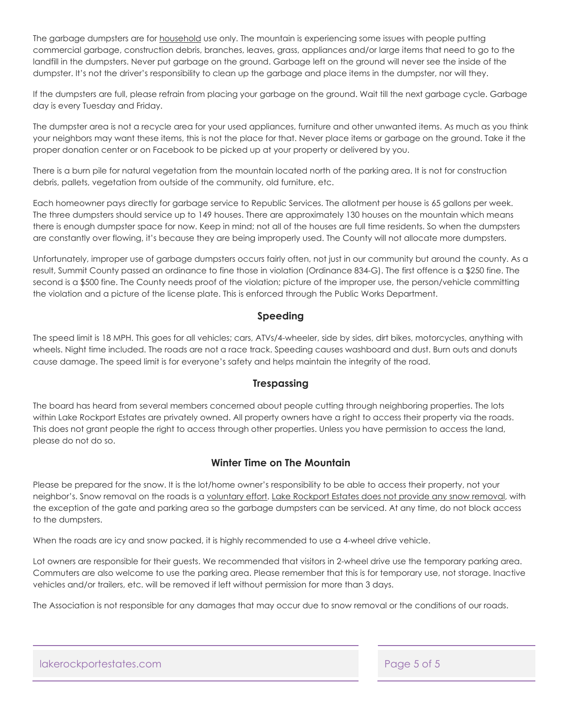The garbage dumpsters are for household use only. The mountain is experiencing some issues with people putting commercial garbage, construction debris, branches, leaves, grass, appliances and/or large items that need to go to the landfill in the dumpsters. Never put garbage on the ground. Garbage left on the ground will never see the inside of the dumpster. It's not the driver's responsibility to clean up the garbage and place items in the dumpster, nor will they.

If the dumpsters are full, please refrain from placing your garbage on the ground. Wait till the next garbage cycle. Garbage day is every Tuesday and Friday.

The dumpster area is not a recycle area for your used appliances, furniture and other unwanted items. As much as you think your neighbors may want these items, this is not the place for that. Never place items or garbage on the ground. Take it the proper donation center or on Facebook to be picked up at your property or delivered by you.

There is a burn pile for natural vegetation from the mountain located north of the parking area. It is not for construction debris, pallets, vegetation from outside of the community, old furniture, etc.

Each homeowner pays directly for garbage service to Republic Services. The allotment per house is 65 gallons per week. The three dumpsters should service up to 149 houses. There are approximately 130 houses on the mountain which means there is enough dumpster space for now. Keep in mind; not all of the houses are full time residents. So when the dumpsters are constantly over flowing, it's because they are being improperly used. The County will not allocate more dumpsters.

Unfortunately, improper use of garbage dumpsters occurs fairly often, not just in our community but around the county. As a result, Summit County passed an ordinance to fine those in violation (Ordinance 834-G). The first offence is a $250 fine. The second is a $500 fine. The County needs proof of the violation; picture of the improper use, the person/vehicle committing the violation and a picture of the license plate. This is enforced through the Public Works Department.

## Speeding

The speed limit is 18 MPH. This goes for all vehicles; cars, ATVs/4-wheeler, side by sides, dirt bikes, motorcycles, anything with wheels. Night time included. The roads are not a race track. Speeding causes washboard and dust. Burn outs and donuts cause damage. The speed limit is for everyone's safety and helps maintain the integrity of the road.

## Trespassing

The board has heard from several members concerned about people cutting through neighboring properties. The lots within Lake Rockport Estates are privately owned. All property owners have a right to access their property via the roads. This does not grant people the right to access through other properties. Unless you have permission to access the land, please do not do so.

## Winter Time on The Mountain

Please be prepared for the snow. It is the lot/home owner's responsibility to be able to access their property, not your neighbor's. Snow removal on the roads is a voluntary effort. Lake Rockport Estates does not provide any snow removal, with the exception of the gate and parking area so the garbage dumpsters can be serviced. At any time, do not block access to the dumpsters.

When the roads are icy and snow packed, it is highly recommended to use a 4-wheel drive vehicle.

Lot owners are responsible for their guests. We recommended that visitors in 2-wheel drive use the temporary parking area. Commuters are also welcome to use the parking area. Please remember that this is for temporary use, not storage. Inactive vehicles and/or trailers, etc. will be removed if left without permission for more than 3 days.

The Association is not responsible for any damages that may occur due to snow removal or the conditions of our roads.